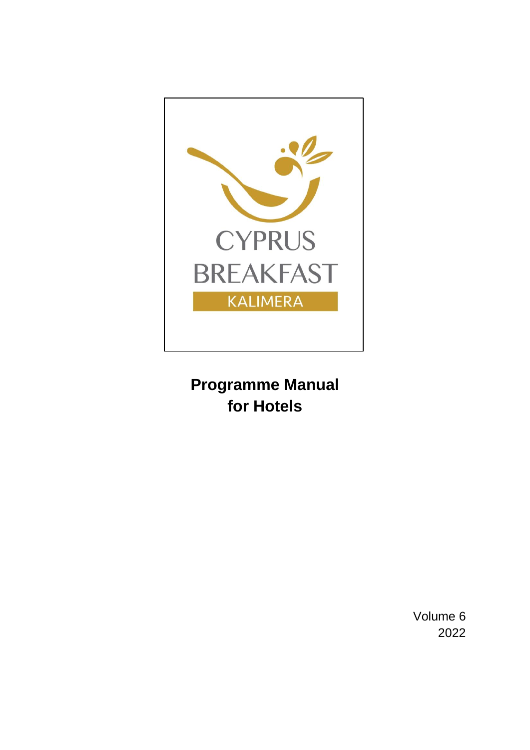CYPRUS BREAKFAST

KALIMERA

# Programme Manual for Hotels

Volume 6
2022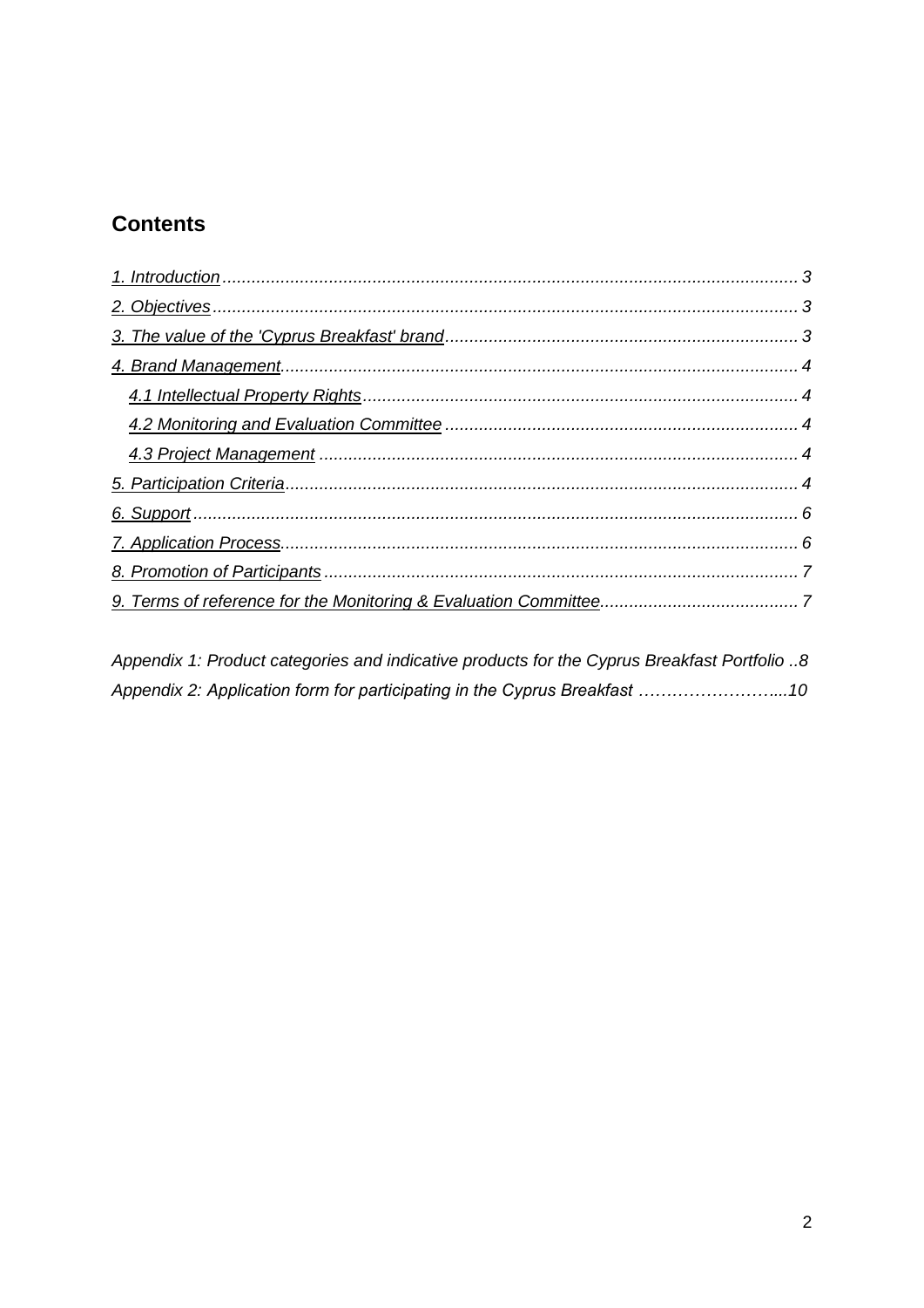## Contents

[1. Introduction](#) ...................................................................................................................... 3
[2. Objectives](#) ........................................................................................................................ 3
[3. The value of the 'Cyprus Breakfast' brand](#) ......................................................................... 3
[4. Brand Management](#) .......................................................................................................... 4
    [4.1 Intellectual Property Rights](#) ......................................................................................... 4
    [4.2 Monitoring and Evaluation Committee](#) ........................................................................ 4
    [4.3 Project Management](#) .................................................................................................. 4
[5. Participation Criteria](#) ......................................................................................................... 4
[6. Support](#) ............................................................................................................................ 6
[7. Application Process](#) .......................................................................................................... 6
[8. Promotion of Participants](#) ................................................................................................. 7
[9. Terms of reference for the Monitoring & Evaluation Committee](#) ......................................... 7

*Appendix 1: Product categories and indicative products for the Cyprus Breakfast Portfolio ..8*
*Appendix 2: Application form for participating in the Cyprus Breakfast ……………………....10*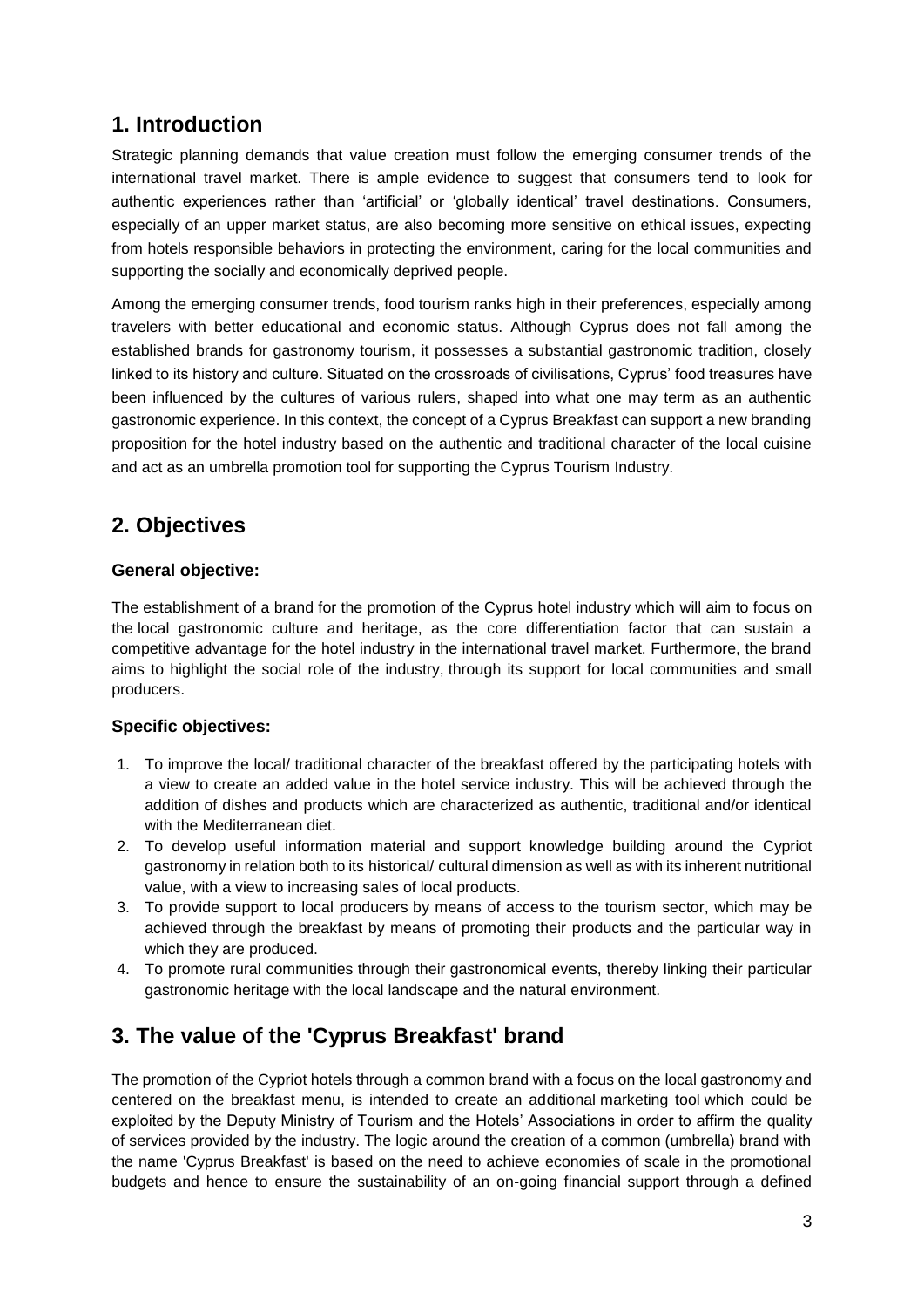## 1. Introduction

Strategic planning demands that value creation must follow the emerging consumer trends of the international travel market. There is ample evidence to suggest that consumers tend to look for authentic experiences rather than 'artificial' or 'globally identical' travel destinations. Consumers, especially of an upper market status, are also becoming more sensitive on ethical issues, expecting from hotels responsible behaviors in protecting the environment, caring for the local communities and supporting the socially and economically deprived people.

Among the emerging consumer trends, food tourism ranks high in their preferences, especially among travelers with better educational and economic status. Although Cyprus does not fall among the established brands for gastronomy tourism, it possesses a substantial gastronomic tradition, closely linked to its history and culture. Situated on the crossroads of civilisations, Cyprus' food treasures have been influenced by the cultures of various rulers, shaped into what one may term as an authentic gastronomic experience. In this context, the concept of a Cyprus Breakfast can support a new branding proposition for the hotel industry based on the authentic and traditional character of the local cuisine and act as an umbrella promotion tool for supporting the Cyprus Tourism Industry.

## 2. Objectives

### General objective:

The establishment of a brand for the promotion of the Cyprus hotel industry which will aim to focus on the local gastronomic culture and heritage, as the core differentiation factor that can sustain a competitive advantage for the hotel industry in the international travel market. Furthermore, the brand aims to highlight the social role of the industry, through its support for local communities and small producers.

### Specific objectives:

1. To improve the local/ traditional character of the breakfast offered by the participating hotels with a view to create an added value in the hotel service industry. This will be achieved through the addition of dishes and products which are characterized as authentic, traditional and/or identical with the Mediterranean diet.
2. To develop useful information material and support knowledge building around the Cypriot gastronomy in relation both to its historical/ cultural dimension as well as with its inherent nutritional value, with a view to increasing sales of local products.
3. To provide support to local producers by means of access to the tourism sector, which may be achieved through the breakfast by means of promoting their products and the particular way in which they are produced.
4. To promote rural communities through their gastronomical events, thereby linking their particular gastronomic heritage with the local landscape and the natural environment.

## 3. The value of the 'Cyprus Breakfast' brand

The promotion of the Cypriot hotels through a common brand with a focus on the local gastronomy and centered on the breakfast menu, is intended to create an additional marketing tool which could be exploited by the Deputy Ministry of Tourism and the Hotels' Associations in order to affirm the quality of services provided by the industry. The logic around the creation of a common (umbrella) brand with the name 'Cyprus Breakfast' is based on the need to achieve economies of scale in the promotional budgets and hence to ensure the sustainability of an on-going financial support through a defined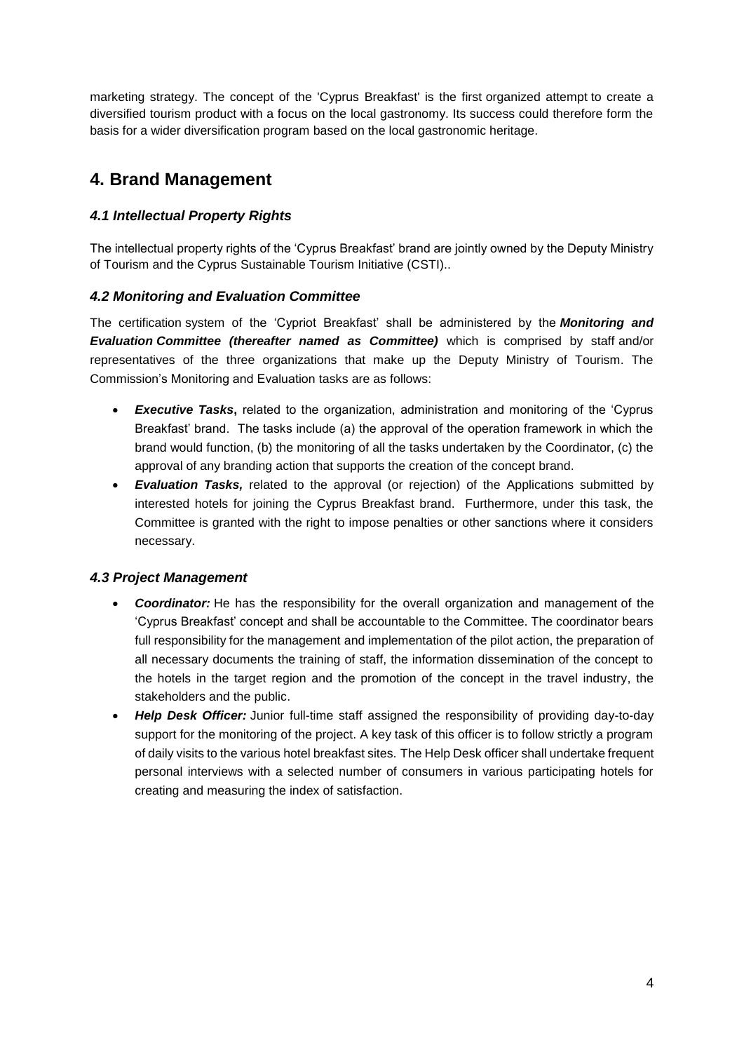marketing strategy. The concept of the 'Cyprus Breakfast' is the first organized attempt to create a diversified tourism product with a focus on the local gastronomy. Its success could therefore form the basis for a wider diversification program based on the local gastronomic heritage.

# 4. Brand Management

### *4.1 Intellectual Property Rights*

The intellectual property rights of the 'Cyprus Breakfast' brand are jointly owned by the Deputy Ministry of Tourism and the Cyprus Sustainable Tourism Initiative (CSTI)..

### *4.2 Monitoring and Evaluation Committee*

The certification system of the 'Cypriot Breakfast' shall be administered by the ***Monitoring and Evaluation Committee (thereafter named as Committee)*** which is comprised by staff and/or representatives of the three organizations that make up the Deputy Ministry of Tourism. The Commission's Monitoring and Evaluation tasks are as follows:

- ***Executive Tasks*****,** related to the organization, administration and monitoring of the 'Cyprus Breakfast' brand. The tasks include (a) the approval of the operation framework in which the brand would function, (b) the monitoring of all the tasks undertaken by the Coordinator, (c) the approval of any branding action that supports the creation of the concept brand.
- ***Evaluation Tasks,*** related to the approval (or rejection) of the Applications submitted by interested hotels for joining the Cyprus Breakfast brand. Furthermore, under this task, the Committee is granted with the right to impose penalties or other sanctions where it considers necessary.

### *4.3 Project Management*

- ***Coordinator:*** He has the responsibility for the overall organization and management of the 'Cyprus Breakfast' concept and shall be accountable to the Committee. The coordinator bears full responsibility for the management and implementation of the pilot action, the preparation of all necessary documents the training of staff, the information dissemination of the concept to the hotels in the target region and the promotion of the concept in the travel industry, the stakeholders and the public.
- ***Help Desk Officer:*** Junior full-time staff assigned the responsibility of providing day-to-day support for the monitoring of the project. A key task of this officer is to follow strictly a program of daily visits to the various hotel breakfast sites. The Help Desk officer shall undertake frequent personal interviews with a selected number of consumers in various participating hotels for creating and measuring the index of satisfaction.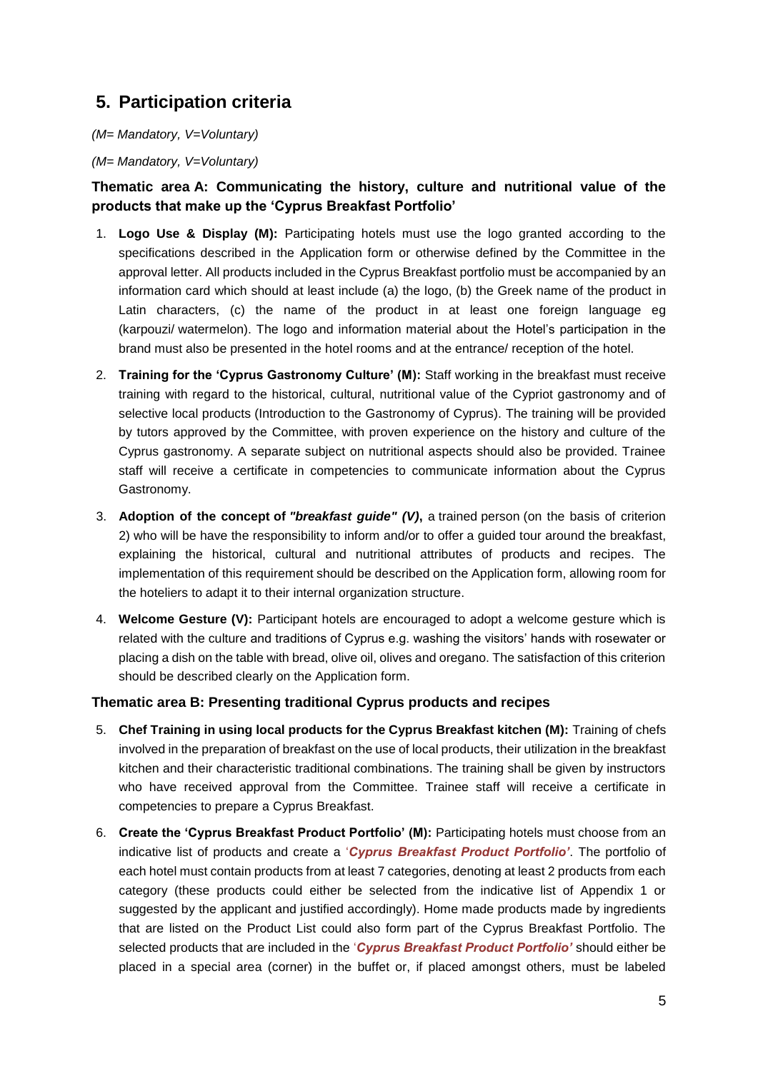## 5. Participation criteria

*(M= Mandatory, V=Voluntary)*

*(M= Mandatory, V=Voluntary)*

### Thematic area A: Communicating the history, culture and nutritional value of the products that make up the 'Cyprus Breakfast Portfolio'

1. **Logo Use & Display (M):** Participating hotels must use the logo granted according to the specifications described in the Application form or otherwise defined by the Committee in the approval letter. All products included in the Cyprus Breakfast portfolio must be accompanied by an information card which should at least include (a) the logo, (b) the Greek name of the product in Latin characters, (c) the name of the product in at least one foreign language eg (karpouzi/ watermelon). The logo and information material about the Hotel's participation in the brand must also be presented in the hotel rooms and at the entrance/ reception of the hotel.

2. **Training for the 'Cyprus Gastronomy Culture' (M):** Staff working in the breakfast must receive training with regard to the historical, cultural, nutritional value of the Cypriot gastronomy and of selective local products (Introduction to the Gastronomy of Cyprus). The training will be provided by tutors approved by the Committee, with proven experience on the history and culture of the Cyprus gastronomy. A separate subject on nutritional aspects should also be provided. Trainee staff will receive a certificate in competencies to communicate information about the Cyprus Gastronomy.

3. **Adoption of the concept of *"breakfast guide" (V)*,** a trained person (on the basis of criterion 2) who will be have the responsibility to inform and/or to offer a guided tour around the breakfast, explaining the historical, cultural and nutritional attributes of products and recipes. The implementation of this requirement should be described on the Application form, allowing room for the hoteliers to adapt it to their internal organization structure.

4. **Welcome Gesture (V):** Participant hotels are encouraged to adopt a welcome gesture which is related with the culture and traditions of Cyprus e.g. washing the visitors' hands with rosewater or placing a dish on the table with bread, olive oil, olives and oregano. The satisfaction of this criterion should be described clearly on the Application form.

### Thematic area B: Presenting traditional Cyprus products and recipes

5. **Chef Training in using local products for the Cyprus Breakfast kitchen (M):** Training of chefs involved in the preparation of breakfast on the use of local products, their utilization in the breakfast kitchen and their characteristic traditional combinations. The training shall be given by instructors who have received approval from the Committee. Trainee staff will receive a certificate in competencies to prepare a Cyprus Breakfast.

6. **Create the 'Cyprus Breakfast Product Portfolio' (M):** Participating hotels must choose from an indicative list of products and create a '***Cyprus Breakfast Product Portfolio'***. The portfolio of each hotel must contain products from at least 7 categories, denoting at least 2 products from each category (these products could either be selected from the indicative list of Appendix 1 or suggested by the applicant and justified accordingly). Home made products made by ingredients that are listed on the Product List could also form part of the Cyprus Breakfast Portfolio. The selected products that are included in the '***Cyprus Breakfast Product Portfolio'*** should either be placed in a special area (corner) in the buffet or, if placed amongst others, must be labeled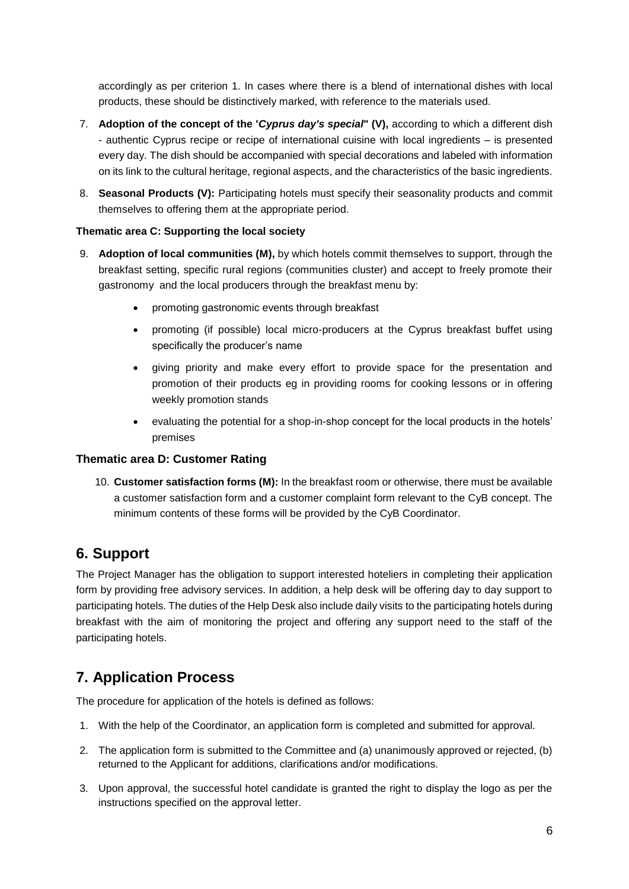accordingly as per criterion 1. In cases where there is a blend of international dishes with local products, these should be distinctively marked, with reference to the materials used.

7. **Adoption of the concept of the '*Cyprus day's special*" (V),** according to which a different dish - authentic Cyprus recipe or recipe of international cuisine with local ingredients – is presented every day. The dish should be accompanied with special decorations and labeled with information on its link to the cultural heritage, regional aspects, and the characteristics of the basic ingredients.

8. **Seasonal Products (V):** Participating hotels must specify their seasonality products and commit themselves to offering them at the appropriate period.

**Thematic area C: Supporting the local society**

9. **Adoption of local communities (M),** by which hotels commit themselves to support, through the breakfast setting, specific rural regions (communities cluster) and accept to freely promote their gastronomy and the local producers through the breakfast menu by:

    - promoting gastronomic events through breakfast
    - promoting (if possible) local micro-producers at the Cyprus breakfast buffet using specifically the producer's name
    - giving priority and make every effort to provide space for the presentation and promotion of their products eg in providing rooms for cooking lessons or in offering weekly promotion stands
    - evaluating the potential for a shop-in-shop concept for the local products in the hotels' premises

### Thematic area D: Customer Rating

10. **Customer satisfaction forms (M):** In the breakfast room or otherwise, there must be available a customer satisfaction form and a customer complaint form relevant to the CyB concept. The minimum contents of these forms will be provided by the CyB Coordinator.

## 6. Support

The Project Manager has the obligation to support interested hoteliers in completing their application form by providing free advisory services. In addition, a help desk will be offering day to day support to participating hotels. The duties of the Help Desk also include daily visits to the participating hotels during breakfast with the aim of monitoring the project and offering any support need to the staff of the participating hotels.

## 7. Application Process

The procedure for application of the hotels is defined as follows:

1. With the help of the Coordinator, an application form is completed and submitted for approval.
2. The application form is submitted to the Committee and (a) unanimously approved or rejected, (b) returned to the Applicant for additions, clarifications and/or modifications.
3. Upon approval, the successful hotel candidate is granted the right to display the logo as per the instructions specified on the approval letter.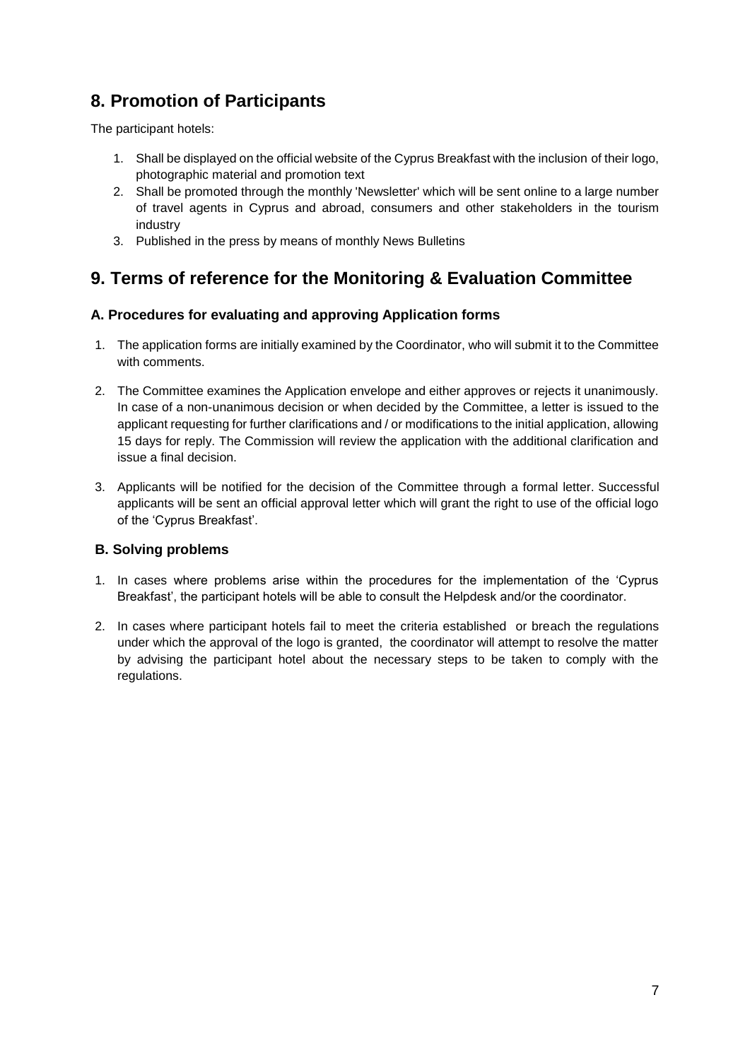## 8. Promotion of Participants

The participant hotels:

1. Shall be displayed on the official website of the Cyprus Breakfast with the inclusion of their logo, photographic material and promotion text
2. Shall be promoted through the monthly 'Newsletter' which will be sent online to a large number of travel agents in Cyprus and abroad, consumers and other stakeholders in the tourism industry
3. Published in the press by means of monthly News Bulletins

## 9. Terms of reference for the Monitoring & Evaluation Committee

### A. Procedures for evaluating and approving Application forms

1. The application forms are initially examined by the Coordinator, who will submit it to the Committee with comments.
2. The Committee examines the Application envelope and either approves or rejects it unanimously. In case of a non-unanimous decision or when decided by the Committee, a letter is issued to the applicant requesting for further clarifications and / or modifications to the initial application, allowing 15 days for reply. The Commission will review the application with the additional clarification and issue a final decision.
3. Applicants will be notified for the decision of the Committee through a formal letter. Successful applicants will be sent an official approval letter which will grant the right to use of the official logo of the 'Cyprus Breakfast'.

### B. Solving problems

1. In cases where problems arise within the procedures for the implementation of the 'Cyprus Breakfast', the participant hotels will be able to consult the Helpdesk and/or the coordinator.
2. In cases where participant hotels fail to meet the criteria established or breach the regulations under which the approval of the logo is granted, the coordinator will attempt to resolve the matter by advising the participant hotel about the necessary steps to be taken to comply with the regulations.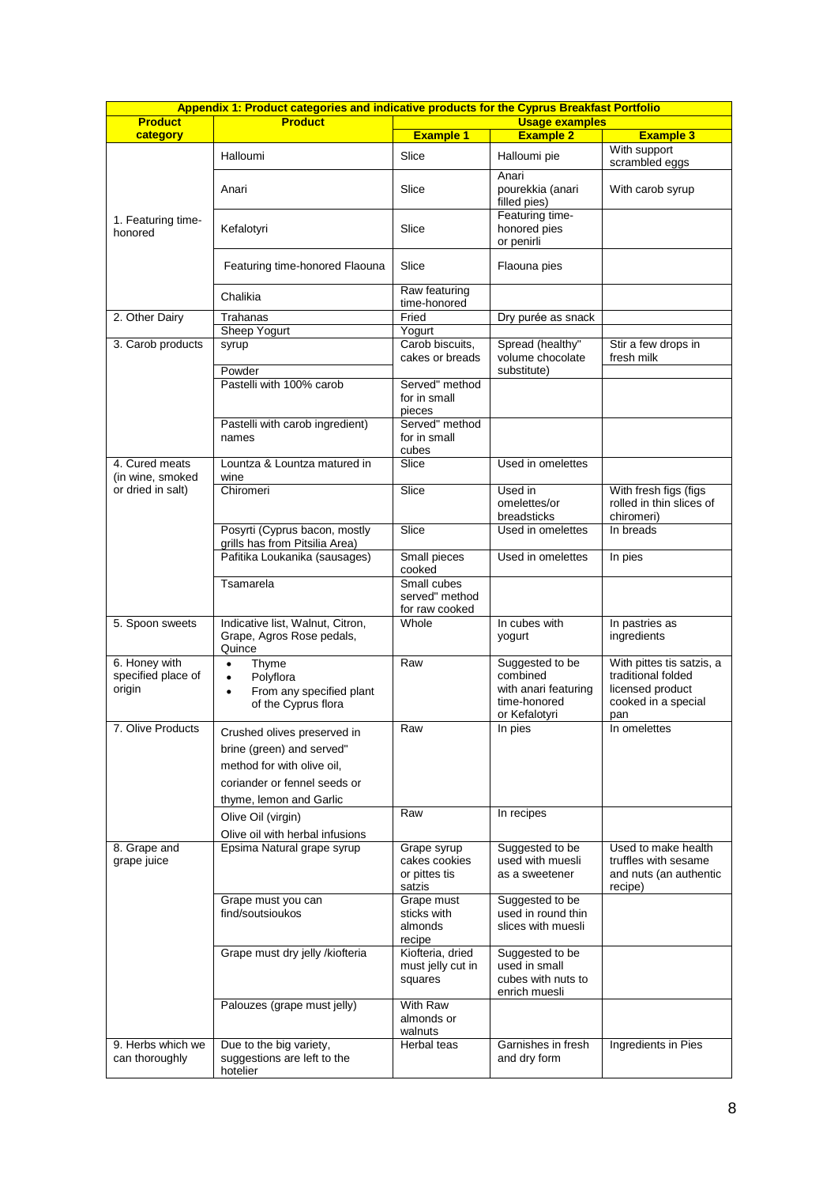| Appendix 1: Product categories and indicative products for the Cyprus Breakfast Portfolio | | | | |
|---|---|---|---|---|
| **Product category** | **Product** | **Usage examples** | | |
| | | **Example 1** | **Example 2** | **Example 3** |
| 1. Featuring time-honored | Halloumi | Slice | Halloumi pie | With support scrambled eggs |
| | Anari | Slice | Anari pourekkia (anari filled pies) | With carob syrup |
| | Kefalotyri | Slice | Featuring time-honored pies or penirli | |
| | Featuring time-honored Flaouna | Slice | Flaouna pies | |
| | Chalikia | Raw featuring time-honored | | |
| 2. Other Dairy | Trahanas | Fried | Dry purée as snack | |
| | Sheep Yogurt | Yogurt | | |
| 3. Carob products | syrup | Carob biscuits, cakes or breads | Spread (healthy" volume chocolate substitute) | Stir a few drops in fresh milk |
| | Powder | | | |
| | Pastelli with 100% carob | Served" method for in small pieces | | |
| | Pastelli with carob ingredient) names | Served" method for in small cubes | | |
| 4. Cured meats (in wine, smoked or dried in salt) | Lountza & Lountza matured in wine | Slice | Used in omelettes | |
| | Chiromeri | Slice | Used in omelettes/or breadsticks | With fresh figs (figs rolled in thin slices of chiromeri) |
| | Posyrti (Cyprus bacon, mostly grills has from Pitsilia Area) | Slice | Used in omelettes | In breads |
| | Pafitika Loukanika (sausages) | Small pieces cooked | Used in omelettes | In pies |
| | Tsamarela | Small cubes served" method for raw cooked | | |
| 5. Spoon sweets | Indicative list, Walnut, Citron, Grape, Agros Rose pedals, Quince | Whole | In cubes with yogurt | In pastries as ingredients |
| 6. Honey with specified place of origin | • Thyme<br>• Polyflora<br>• From any specified plant of the Cyprus flora | Raw | Suggested to be combined with anari featuring time-honored or Kefalotyri | With pittes tis satzis, a traditional folded licensed product cooked in a special pan |
| 7. Olive Products | Crushed olives preserved in brine (green) and served" method for with olive oil, coriander or fennel seeds or thyme, lemon and Garlic | Raw | In pies | In omelettes |
| | Olive Oil (virgin)<br>Olive oil with herbal infusions | Raw | In recipes | |
| 8. Grape and grape juice | Epsima Natural grape syrup | Grape syrup cakes cookies or pittes tis satzis | Suggested to be used with muesli as a sweetener | Used to make health truffles with sesame and nuts (an authentic recipe) |
| | Grape must you can find/soutsioukos | Grape must sticks with almonds recipe | Suggested to be used in round thin slices with muesli | |
| | Grape must dry jelly /kiofteria | Kiofteria, dried must jelly cut in squares | Suggested to be used in small cubes with nuts to enrich muesli | |
| | Palouzes (grape must jelly) | With Raw almonds or walnuts | | |
| 9. Herbs which we can thoroughly | Due to the big variety, suggestions are left to the hotelier | Herbal teas | Garnishes in fresh and dry form | Ingredients in Pies |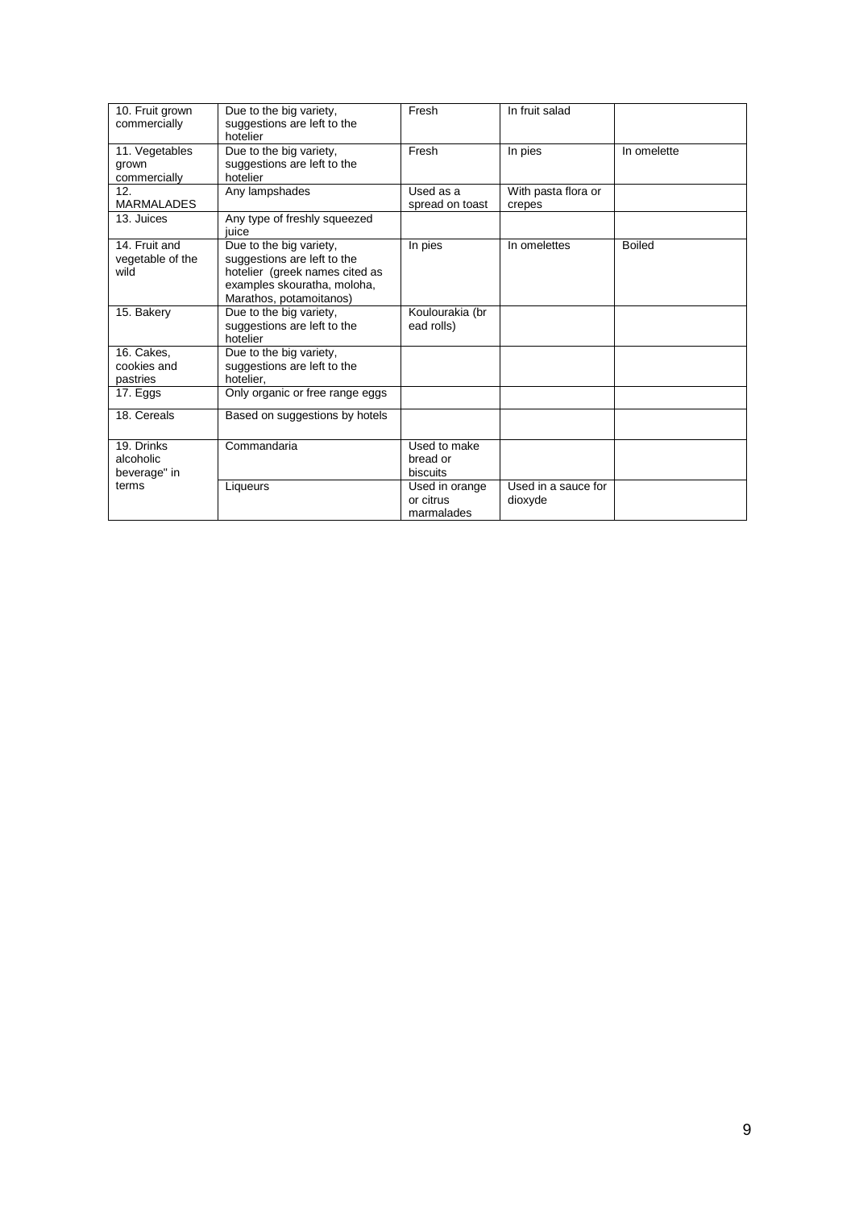| 10. Fruit grown commercially | Due to the big variety, suggestions are left to the hotelier | Fresh | In fruit salad | |
|---|---|---|---|---|
| 11. Vegetables grown commercially | Due to the big variety, suggestions are left to the hotelier | Fresh | In pies | In omelette |
| 12. MARMALADES | Any lampshades | Used as a spread on toast | With pasta flora or crepes | |
| 13. Juices | Any type of freshly squeezed juice | | | |
| 14. Fruit and vegetable of the wild | Due to the big variety, suggestions are left to the hotelier (greek names cited as examples skouratha, moloha, Marathos, potamoitanos) | In pies | In omelettes | Boiled |
| 15. Bakery | Due to the big variety, suggestions are left to the hotelier | Koulourakia (br ead rolls) | | |
| 16. Cakes, cookies and pastries | Due to the big variety, suggestions are left to the hotelier, | | | |
| 17. Eggs | Only organic or free range eggs | | | |
| 18. Cereals | Based on suggestions by hotels | | | |
| 19. Drinks alcoholic beverage" in terms | Commandaria | Used to make bread or biscuits | | |
| | Liqueurs | Used in orange or citrus marmalades | Used in a sauce for dioxyde | |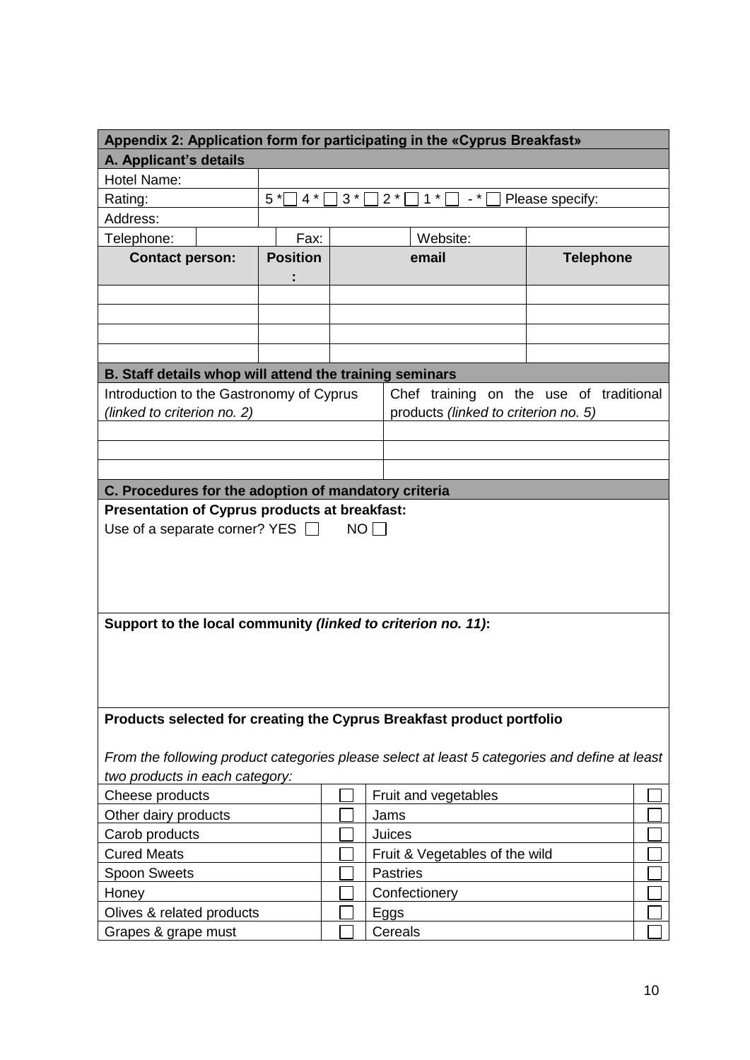**Appendix 2: Application form for participating in the «Cyprus Breakfast»**

**A. Applicant's details**

| | |
|---|---|
| Hotel Name: | |
| Rating: | 5 * ☐ 4 * ☐ 3 * ☐ 2 * ☐ 1 * ☐ - * ☐ Please specify: |
| Address: | |

| Telephone: | | Fax: | | Website: | |
|---|---|---|---|---|---|

| **Contact person:** | **Position:** | **email** | **Telephone** |
|---|---|---|---|
| | | | |
| | | | |
| | | | |
| | | | |

**B. Staff details whop will attend the training seminars**

| Introduction to the Gastronomy of Cyprus *(linked to criterion no. 2)* | Chef training on the use of traditional products *(linked to criterion no. 5)* |
|---|---|
| | |
| | |
| | |

**C. Procedures for the adoption of mandatory criteria**

**Presentation of Cyprus products at breakfast:**

Use of a separate corner? YES ☐ NO ☐

**Support to the local community *(linked to criterion no. 11)*:**

**Products selected for creating the Cyprus Breakfast product portfolio**

*From the following product categories please select at least 5 categories and define at least two products in each category:*

| | | | |
|---|---|---|---|
| Cheese products | ☐ | Fruit and vegetables | ☐ |
| Other dairy products | ☐ | Jams | ☐ |
| Carob products | ☐ | Juices | ☐ |
| Cured Meats | ☐ | Fruit & Vegetables of the wild | ☐ |
| Spoon Sweets | ☐ | Pastries | ☐ |
| Honey | ☐ | Confectionery | ☐ |
| Olives & related products | ☐ | Eggs | ☐ |
| Grapes & grape must | ☐ | Cereals | ☐ |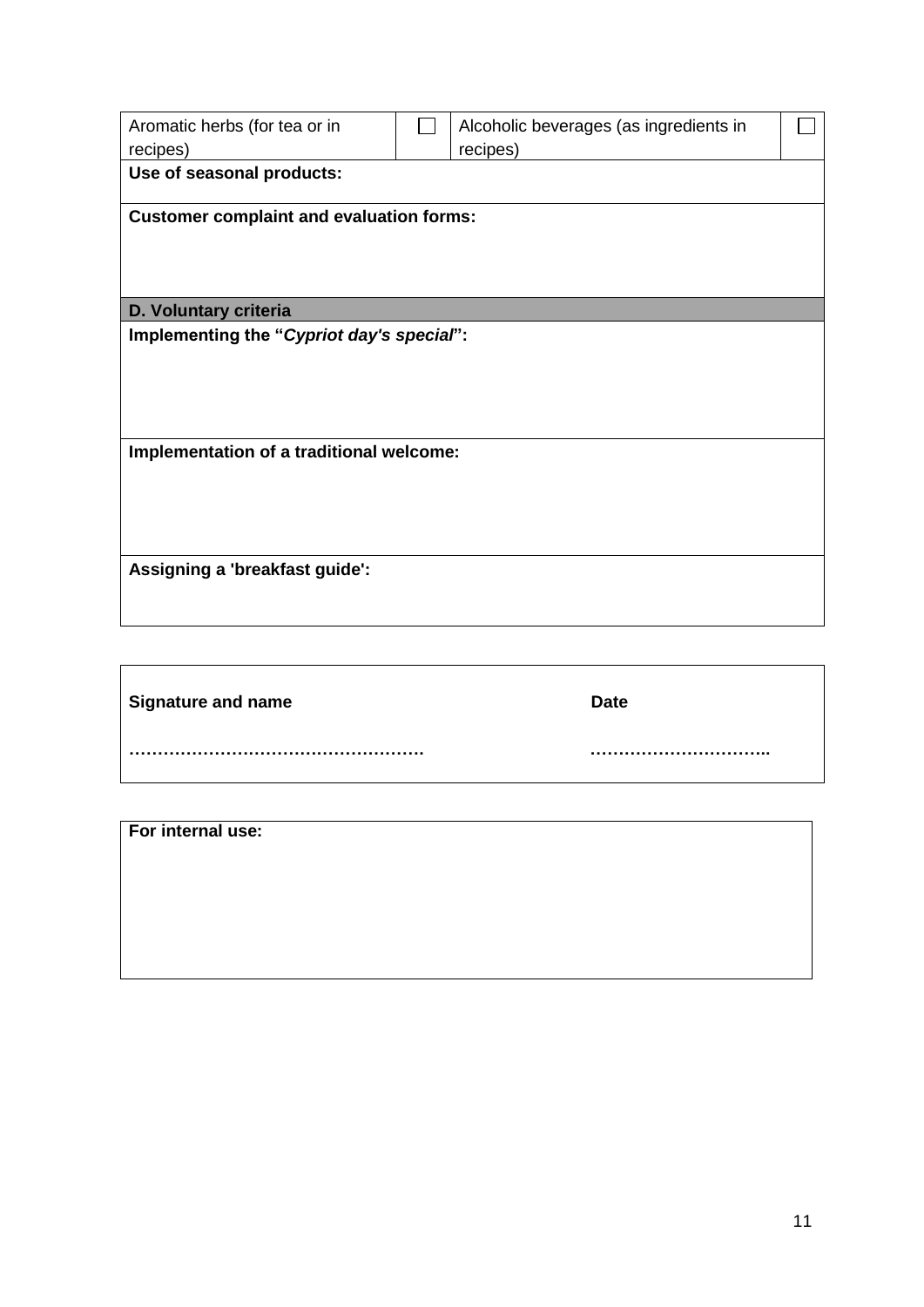| | | | |
|---|---|---|---|
| Aromatic herbs (for tea or in recipes) | ☐ | Alcoholic beverages (as ingredients in recipes) | ☐ |
| **Use of seasonal products:** | | | |
| **Customer complaint and evaluation forms:** | | | |
| **D. Voluntary criteria** | | | |
| **Implementing the "*Cypriot day's special*":** | | | |
| **Implementation of a traditional welcome:** | | | |
| **Assigning a 'breakfast guide':** | | | |

| **Signature and name** | **Date** |
|---|---|
| ……………………………………………. | ………………………….. |

**For internal use:**